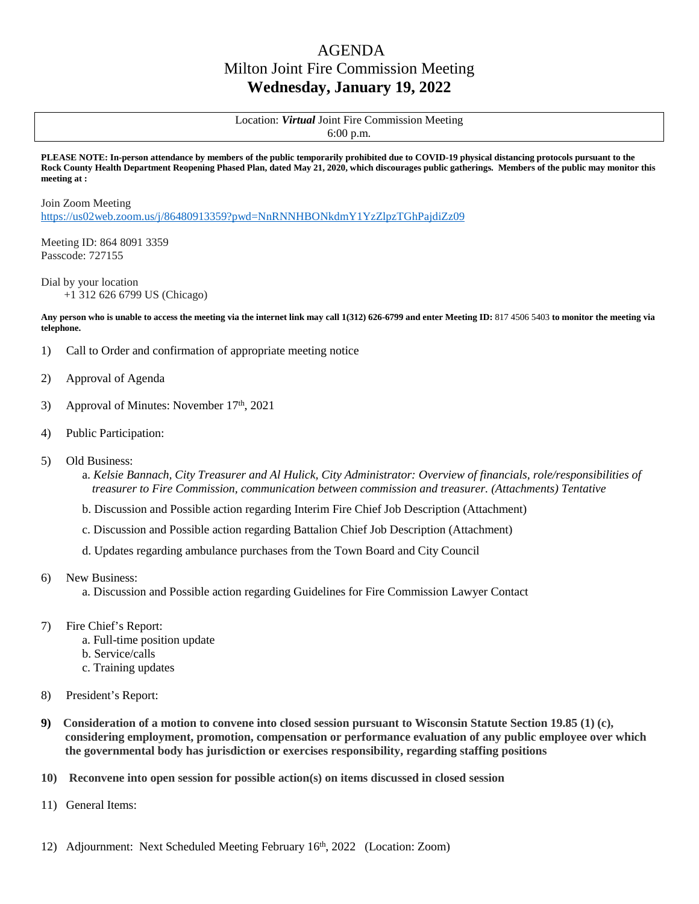# AGENDA
## Milton Joint Fire Commission Meeting
## **Wednesday, January 19, 2022**

Location: ***Virtual*** Joint Fire Commission Meeting
6:00 p.m.

**PLEASE NOTE: In-person attendance by members of the public temporarily prohibited due to COVID-19 physical distancing protocols pursuant to the Rock County Health Department Reopening Phased Plan, dated May 21, 2020, which discourages public gatherings. Members of the public may monitor this meeting at :**

Join Zoom Meeting
https://us02web.zoom.us/j/86480913359?pwd=NnRNNHBONkdmY1YzZlpzTGhPajdiZz09

Meeting ID: 864 8091 3359
Passcode: 727155

Dial by your location
+1 312 626 6799 US (Chicago)

**Any person who is unable to access the meeting via the internet link may call 1(312) 626-6799 and enter Meeting ID:** 817 4506 5403 **to monitor the meeting via telephone.**

1) Call to Order and confirmation of appropriate meeting notice

2) Approval of Agenda

3) Approval of Minutes: November 17th, 2021

4) Public Participation:

5) Old Business:
   a. *Kelsie Bannach, City Treasurer and Al Hulick, City Administrator: Overview of financials, role/responsibilities of treasurer to Fire Commission, communication between commission and treasurer. (Attachments) Tentative*

   b. Discussion and Possible action regarding Interim Fire Chief Job Description (Attachment)

   c. Discussion and Possible action regarding Battalion Chief Job Description (Attachment)

   d. Updates regarding ambulance purchases from the Town Board and City Council

6) New Business:
   a. Discussion and Possible action regarding Guidelines for Fire Commission Lawyer Contact

7) Fire Chief's Report:
   a. Full-time position update
   b. Service/calls
   c. Training updates

8) President's Report:

**9) Consideration of a motion to convene into closed session pursuant to Wisconsin Statute Section 19.85 (1) (c), considering employment, promotion, compensation or performance evaluation of any public employee over which the governmental body has jurisdiction or exercises responsibility, regarding staffing positions**

**10) Reconvene into open session for possible action(s) on items discussed in closed session**

11) General Items:

12) Adjournment: Next Scheduled Meeting February 16th, 2022 (Location: Zoom)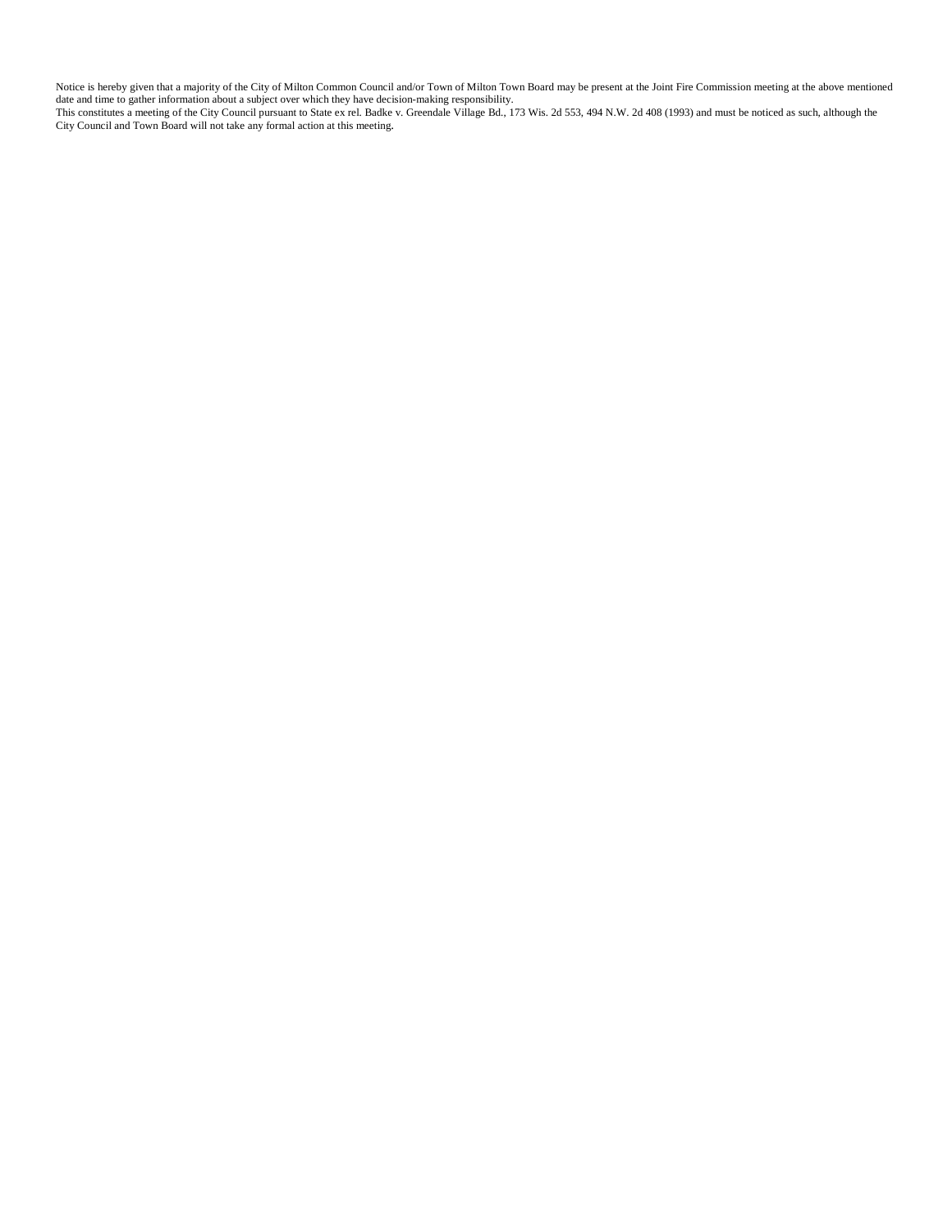Notice is hereby given that a majority of the City of Milton Common Council and/or Town of Milton Town Board may be present at the Joint Fire Commission meeting at the above mentioned date and time to gather information about a subject over which they have decision-making responsibility.

This constitutes a meeting of the City Council pursuant to State ex rel. Badke v. Greendale Village Bd., 173 Wis. 2d 553, 494 N.W. 2d 408 (1993) and must be noticed as such, although the City Council and Town Board will not take any formal action at this meeting.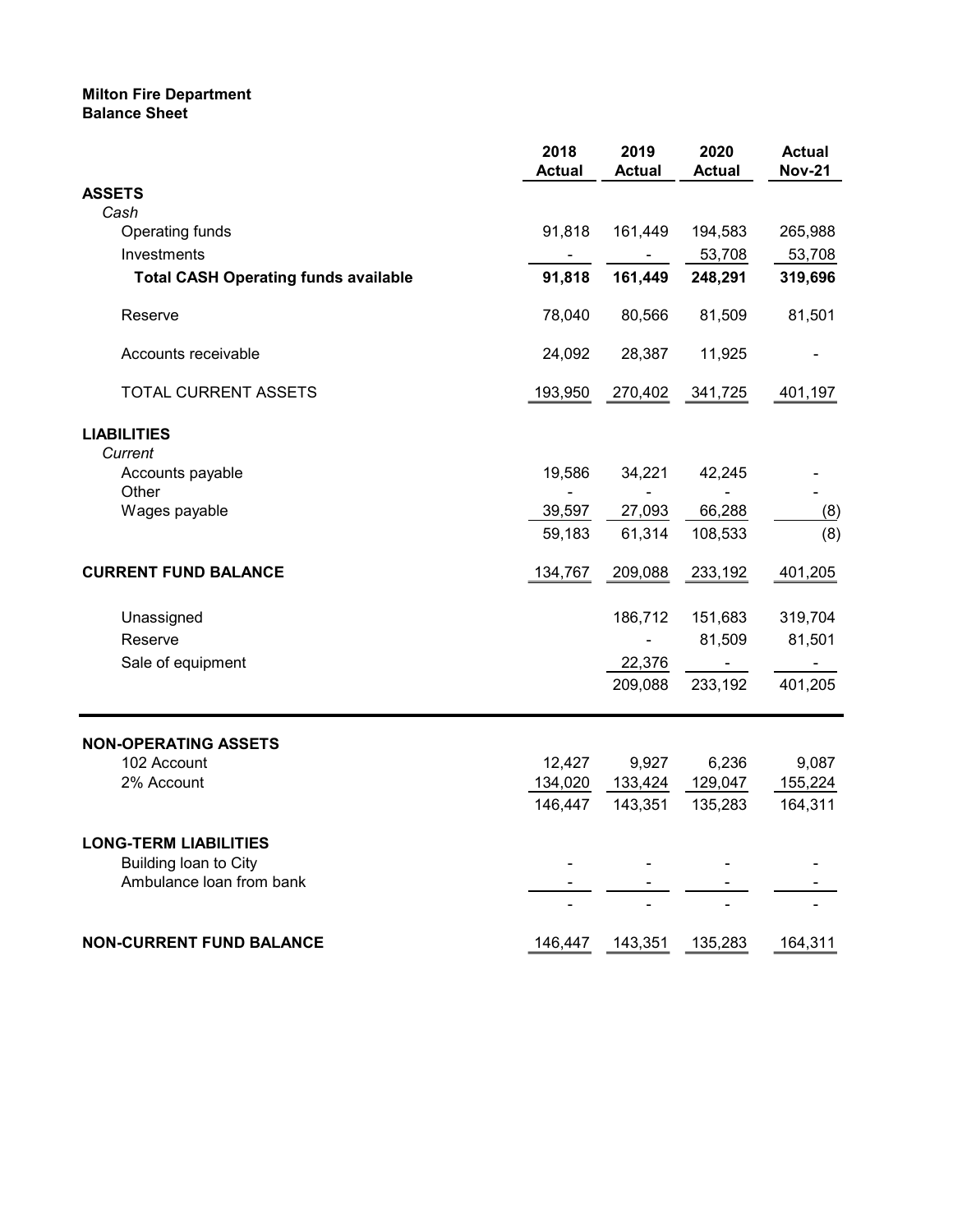**Milton Fire Department**
**Balance Sheet**

| | 2018 Actual | 2019 Actual | 2020 Actual | Actual Nov-21 |
|---|---|---|---|---|
| **ASSETS** | | | | |
| *Cash* | | | | |
| Operating funds | 91,818 | 161,449 | 194,583 | 265,988 |
| Investments | - | - | 53,708 | 53,708 |
| **Total CASH Operating funds available** | **91,818** | **161,449** | **248,291** | **319,696** |
| Reserve | 78,040 | 80,566 | 81,509 | 81,501 |
| Accounts receivable | 24,092 | 28,387 | 11,925 | - |
| TOTAL CURRENT ASSETS | 193,950 | 270,402 | 341,725 | 401,197 |
| **LIABILITIES** | | | | |
| *Current* | | | | |
| Accounts payable | 19,586 | 34,221 | 42,245 | - |
| Other | - | - | - | - |
| Wages payable | 39,597 | 27,093 | 66,288 | (8) |
| | 59,183 | 61,314 | 108,533 | (8) |
| **CURRENT FUND BALANCE** | 134,767 | 209,088 | 233,192 | 401,205 |
| Unassigned | | 186,712 | 151,683 | 319,704 |
| Reserve | | - | 81,509 | 81,501 |
| Sale of equipment | | 22,376 | - | - |
| | | 209,088 | 233,192 | 401,205 |

| | 2018 Actual | 2019 Actual | 2020 Actual | Actual Nov-21 |
|---|---|---|---|---|
| **NON-OPERATING ASSETS** | | | | |
| 102 Account | 12,427 | 9,927 | 6,236 | 9,087 |
| 2% Account | 134,020 | 133,424 | 129,047 | 155,224 |
| | 146,447 | 143,351 | 135,283 | 164,311 |
| **LONG-TERM LIABILITIES** | | | | |
| Building loan to City | - | - | - | - |
| Ambulance loan from bank | - | - | - | - |
| | - | - | - | - |
| **NON-CURRENT FUND BALANCE** | 146,447 | 143,351 | 135,283 | 164,311 |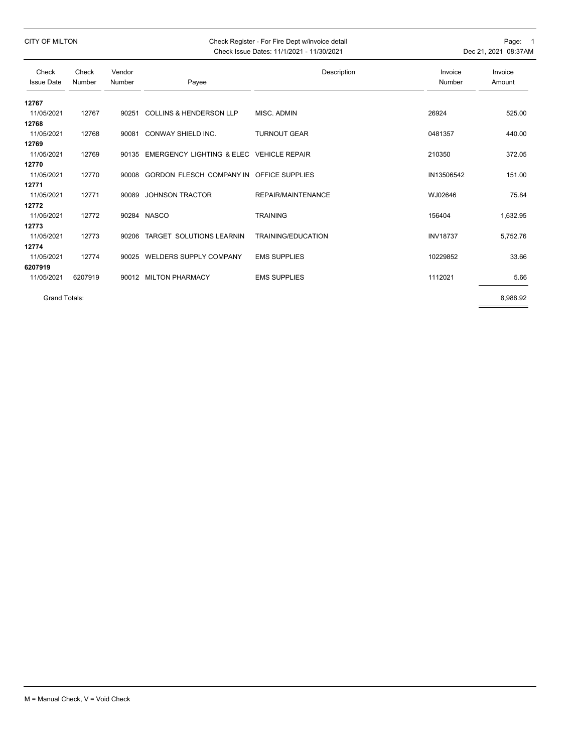CITY OF MILTON

Check Register - For Fire Dept w/invoice detail
Check Issue Dates: 11/1/2021 - 11/30/2021

Dec 21, 2021 08:37AM

| Check Issue Date | Check Number | Vendor Number | Payee | Description | Invoice Number | Invoice Amount |
|---|---|---|---|---|---|---|
| **12767** | | | | | | |
| 11/05/2021 | 12767 | 90251 | COLLINS & HENDERSON LLP | MISC. ADMIN | 26924 | 525.00 |
| **12768** | | | | | | |
| 11/05/2021 | 12768 | 90081 | CONWAY SHIELD INC. | TURNOUT GEAR | 0481357 | 440.00 |
| **12769** | | | | | | |
| 11/05/2021 | 12769 | 90135 | EMERGENCY LIGHTING & ELEC | VEHICLE REPAIR | 210350 | 372.05 |
| **12770** | | | | | | |
| 11/05/2021 | 12770 | 90008 | GORDON FLESCH COMPANY IN | OFFICE SUPPLIES | IN13506542 | 151.00 |
| **12771** | | | | | | |
| 11/05/2021 | 12771 | 90089 | JOHNSON TRACTOR | REPAIR/MAINTENANCE | WJ02646 | 75.84 |
| **12772** | | | | | | |
| 11/05/2021 | 12772 | 90284 | NASCO | TRAINING | 156404 | 1,632.95 |
| **12773** | | | | | | |
| 11/05/2021 | 12773 | 90206 | TARGET SOLUTIONS LEARNIN | TRAINING/EDUCATION | INV18737 | 5,752.76 |
| **12774** | | | | | | |
| 11/05/2021 | 12774 | 90025 | WELDERS SUPPLY COMPANY | EMS SUPPLIES | 10229852 | 33.66 |
| **6207919** | | | | | | |
| 11/05/2021 | 6207919 | 90012 | MILTON PHARMACY | EMS SUPPLIES | 1112021 | 5.66 |
| Grand Totals: | | | | | | 8,988.92 |

M = Manual Check, V = Void Check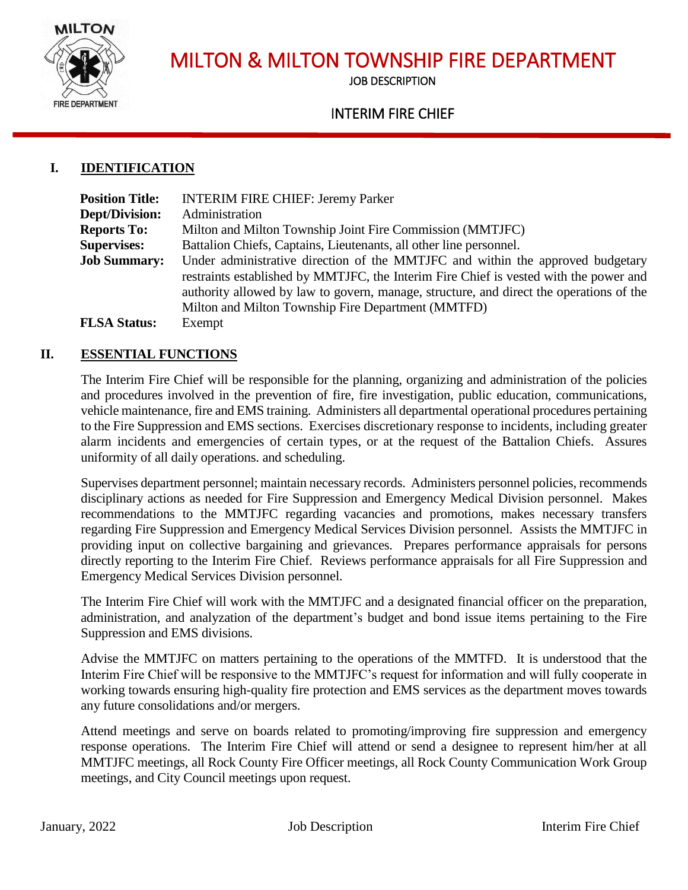# MILTON & MILTON TOWNSHIP FIRE DEPARTMENT

JOB DESCRIPTION

## INTERIM FIRE CHIEF

## I. IDENTIFICATION

**Position Title:** INTERIM FIRE CHIEF: Jeremy Parker

**Dept/Division:** Administration

**Reports To:** Milton and Milton Township Joint Fire Commission (MMTJFC)

**Supervises:** Battalion Chiefs, Captains, Lieutenants, all other line personnel.

**Job Summary:** Under administrative direction of the MMTJFC and within the approved budgetary restraints established by MMTJFC, the Interim Fire Chief is vested with the power and authority allowed by law to govern, manage, structure, and direct the operations of the Milton and Milton Township Fire Department (MMTFD)

**FLSA Status:** Exempt

## II. ESSENTIAL FUNCTIONS

The Interim Fire Chief will be responsible for the planning, organizing and administration of the policies and procedures involved in the prevention of fire, fire investigation, public education, communications, vehicle maintenance, fire and EMS training. Administers all departmental operational procedures pertaining to the Fire Suppression and EMS sections. Exercises discretionary response to incidents, including greater alarm incidents and emergencies of certain types, or at the request of the Battalion Chiefs. Assures uniformity of all daily operations. and scheduling.

Supervises department personnel; maintain necessary records. Administers personnel policies, recommends disciplinary actions as needed for Fire Suppression and Emergency Medical Division personnel. Makes recommendations to the MMTJFC regarding vacancies and promotions, makes necessary transfers regarding Fire Suppression and Emergency Medical Services Division personnel. Assists the MMTJFC in providing input on collective bargaining and grievances. Prepares performance appraisals for persons directly reporting to the Interim Fire Chief. Reviews performance appraisals for all Fire Suppression and Emergency Medical Services Division personnel.

The Interim Fire Chief will work with the MMTJFC and a designated financial officer on the preparation, administration, and analyzation of the department's budget and bond issue items pertaining to the Fire Suppression and EMS divisions.

Advise the MMTJFC on matters pertaining to the operations of the MMTFD. It is understood that the Interim Fire Chief will be responsive to the MMTJFC's request for information and will fully cooperate in working towards ensuring high-quality fire protection and EMS services as the department moves towards any future consolidations and/or mergers.

Attend meetings and serve on boards related to promoting/improving fire suppression and emergency response operations. The Interim Fire Chief will attend or send a designee to represent him/her at all MMTJFC meetings, all Rock County Fire Officer meetings, all Rock County Communication Work Group meetings, and City Council meetings upon request.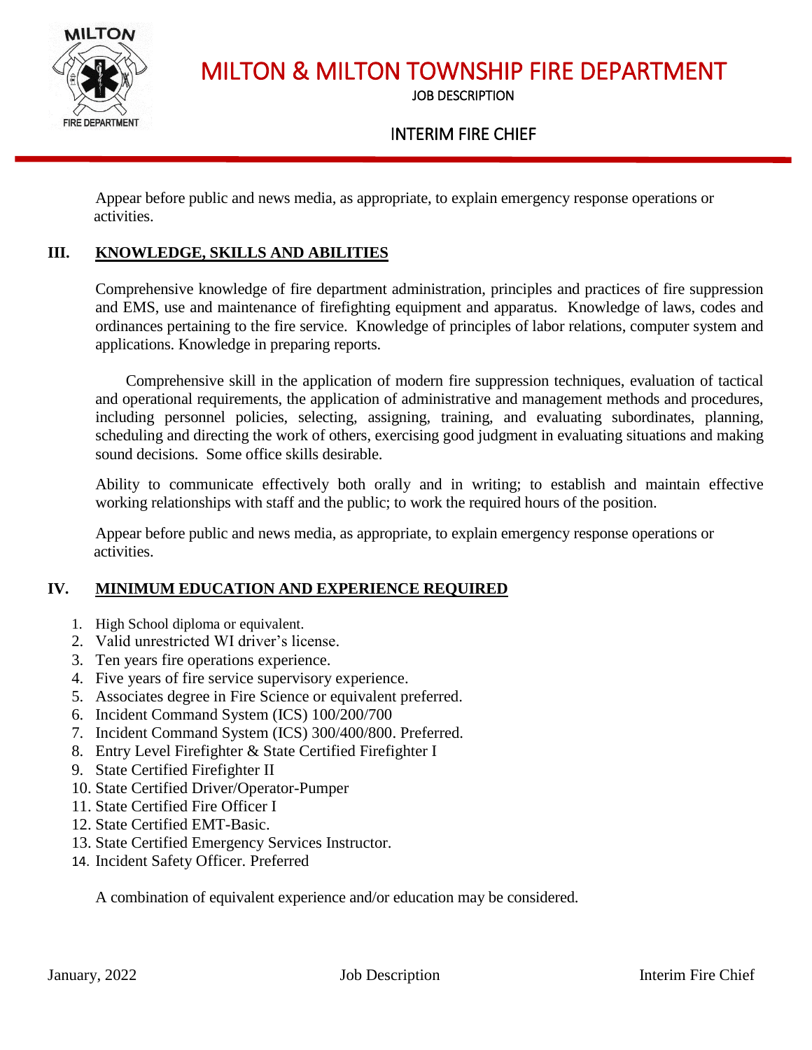Appear before public and news media, as appropriate, to explain emergency response operations or activities.

## III. KNOWLEDGE, SKILLS AND ABILITIES

Comprehensive knowledge of fire department administration, principles and practices of fire suppression and EMS, use and maintenance of firefighting equipment and apparatus. Knowledge of laws, codes and ordinances pertaining to the fire service. Knowledge of principles of labor relations, computer system and applications. Knowledge in preparing reports.

Comprehensive skill in the application of modern fire suppression techniques, evaluation of tactical and operational requirements, the application of administrative and management methods and procedures, including personnel policies, selecting, assigning, training, and evaluating subordinates, planning, scheduling and directing the work of others, exercising good judgment in evaluating situations and making sound decisions. Some office skills desirable.

Ability to communicate effectively both orally and in writing; to establish and maintain effective working relationships with staff and the public; to work the required hours of the position.

Appear before public and news media, as appropriate, to explain emergency response operations or activities.

## IV. MINIMUM EDUCATION AND EXPERIENCE REQUIRED

1. High School diploma or equivalent.
2. Valid unrestricted WI driver's license.
3. Ten years fire operations experience.
4. Five years of fire service supervisory experience.
5. Associates degree in Fire Science or equivalent preferred.
6. Incident Command System (ICS) 100/200/700
7. Incident Command System (ICS) 300/400/800. Preferred.
8. Entry Level Firefighter & State Certified Firefighter I
9. State Certified Firefighter II
10. State Certified Driver/Operator-Pumper
11. State Certified Fire Officer I
12. State Certified EMT-Basic.
13. State Certified Emergency Services Instructor.
14. Incident Safety Officer. Preferred

A combination of equivalent experience and/or education may be considered.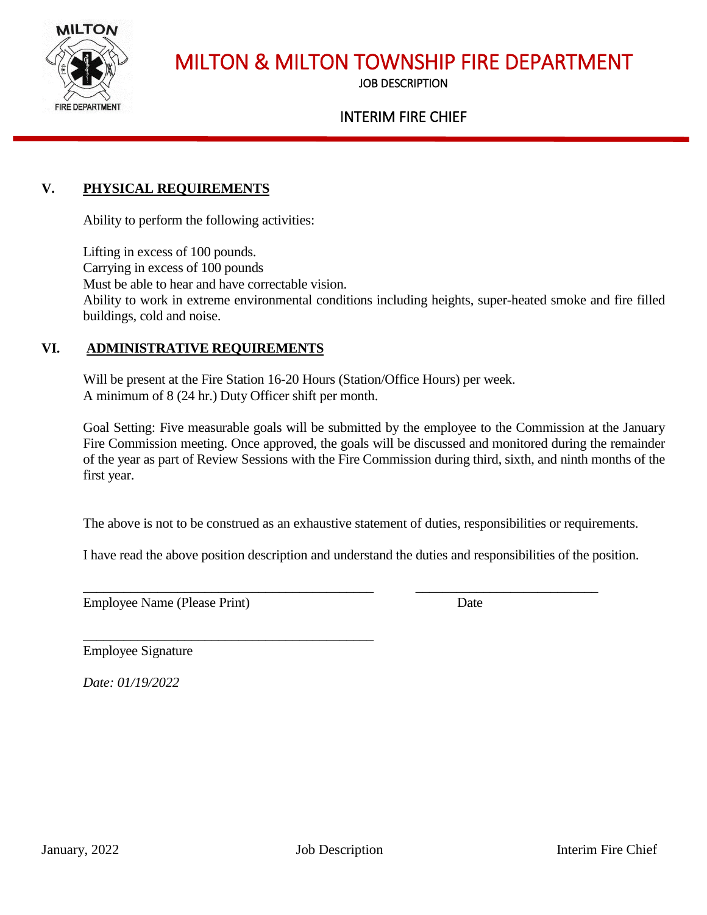## V. PHYSICAL REQUIREMENTS

Ability to perform the following activities:

Lifting in excess of 100 pounds.
Carrying in excess of 100 pounds
Must be able to hear and have correctable vision.
Ability to work in extreme environmental conditions including heights, super-heated smoke and fire filled buildings, cold and noise.

## VI. ADMINISTRATIVE REQUIREMENTS

Will be present at the Fire Station 16-20 Hours (Station/Office Hours) per week.
A minimum of 8 (24 hr.) Duty Officer shift per month.

Goal Setting: Five measurable goals will be submitted by the employee to the Commission at the January Fire Commission meeting. Once approved, the goals will be discussed and monitored during the remainder of the year as part of Review Sessions with the Fire Commission during third, sixth, and ninth months of the first year.

The above is not to be construed as an exhaustive statement of duties, responsibilities or requirements.

I have read the above position description and understand the duties and responsibilities of the position.

\_\_\_\_\_\_\_\_\_\_\_\_\_\_\_\_\_\_\_\_\_\_\_\_\_\_\_\_\_\_\_\_\_\_\_\_\_\_\_\_\_ \_\_\_\_\_\_\_\_\_\_\_\_\_\_\_\_\_\_\_\_\_\_\_\_\_\_
Employee Name (Please Print) Date

\_\_\_\_\_\_\_\_\_\_\_\_\_\_\_\_\_\_\_\_\_\_\_\_\_\_\_\_\_\_\_\_\_\_\_\_\_\_\_\_\_
Employee Signature

*Date: 01/19/2022*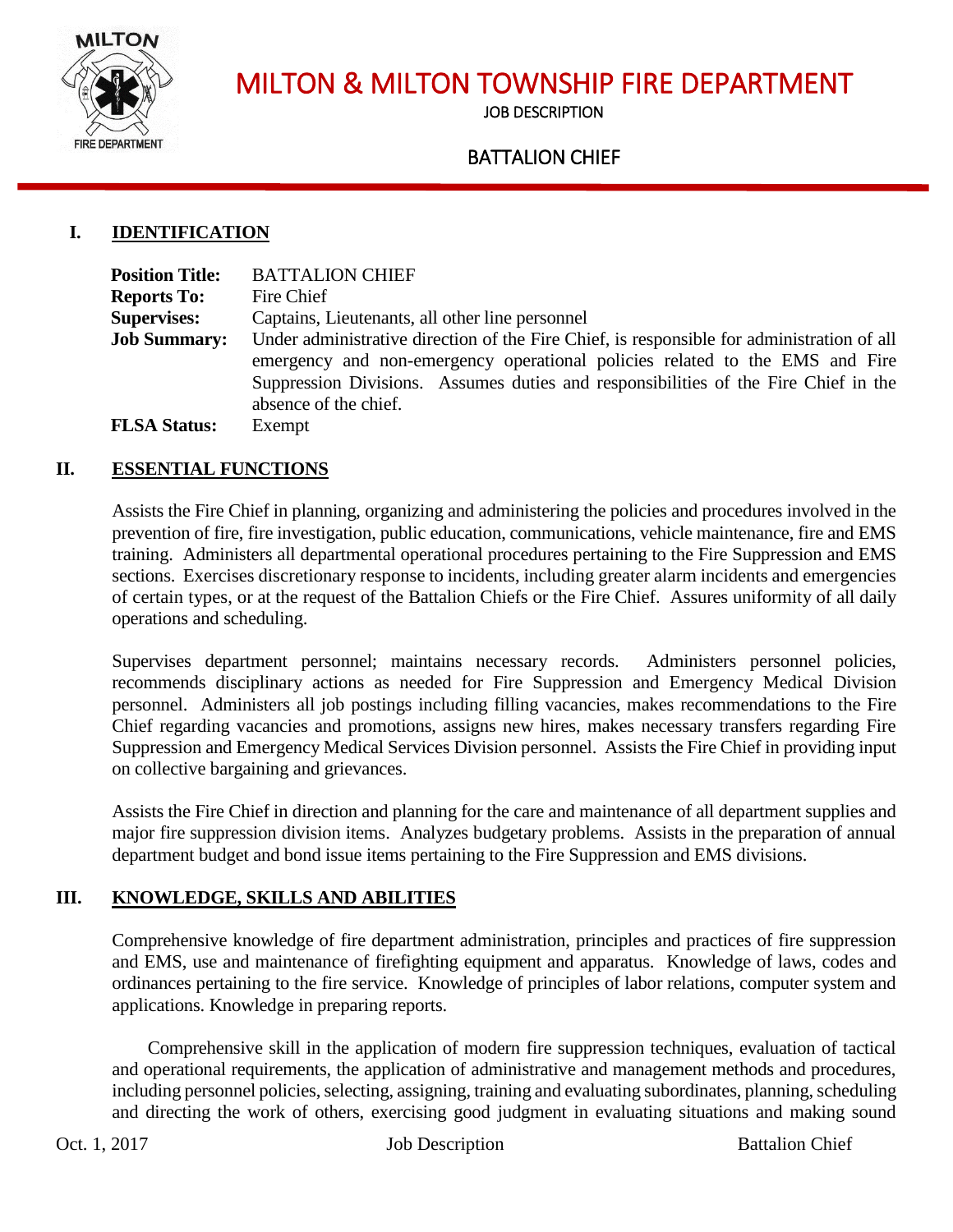# MILTON & MILTON TOWNSHIP FIRE DEPARTMENT

JOB DESCRIPTION

## BATTALION CHIEF

## I. IDENTIFICATION

| | |
|---|---|
| **Position Title:** | BATTALION CHIEF |
| **Reports To:** | Fire Chief |
| **Supervises:** | Captains, Lieutenants, all other line personnel |
| **Job Summary:** | Under administrative direction of the Fire Chief, is responsible for administration of all emergency and non-emergency operational policies related to the EMS and Fire Suppression Divisions. Assumes duties and responsibilities of the Fire Chief in the absence of the chief. |
| **FLSA Status:** | Exempt |

## II. ESSENTIAL FUNCTIONS

Assists the Fire Chief in planning, organizing and administering the policies and procedures involved in the prevention of fire, fire investigation, public education, communications, vehicle maintenance, fire and EMS training. Administers all departmental operational procedures pertaining to the Fire Suppression and EMS sections. Exercises discretionary response to incidents, including greater alarm incidents and emergencies of certain types, or at the request of the Battalion Chiefs or the Fire Chief. Assures uniformity of all daily operations and scheduling.

Supervises department personnel; maintains necessary records. Administers personnel policies, recommends disciplinary actions as needed for Fire Suppression and Emergency Medical Division personnel. Administers all job postings including filling vacancies, makes recommendations to the Fire Chief regarding vacancies and promotions, assigns new hires, makes necessary transfers regarding Fire Suppression and Emergency Medical Services Division personnel. Assists the Fire Chief in providing input on collective bargaining and grievances.

Assists the Fire Chief in direction and planning for the care and maintenance of all department supplies and major fire suppression division items. Analyzes budgetary problems. Assists in the preparation of annual department budget and bond issue items pertaining to the Fire Suppression and EMS divisions.

## III. KNOWLEDGE, SKILLS AND ABILITIES

Comprehensive knowledge of fire department administration, principles and practices of fire suppression and EMS, use and maintenance of firefighting equipment and apparatus. Knowledge of laws, codes and ordinances pertaining to the fire service. Knowledge of principles of labor relations, computer system and applications. Knowledge in preparing reports.

Comprehensive skill in the application of modern fire suppression techniques, evaluation of tactical and operational requirements, the application of administrative and management methods and procedures, including personnel policies, selecting, assigning, training and evaluating subordinates, planning, scheduling and directing the work of others, exercising good judgment in evaluating situations and making sound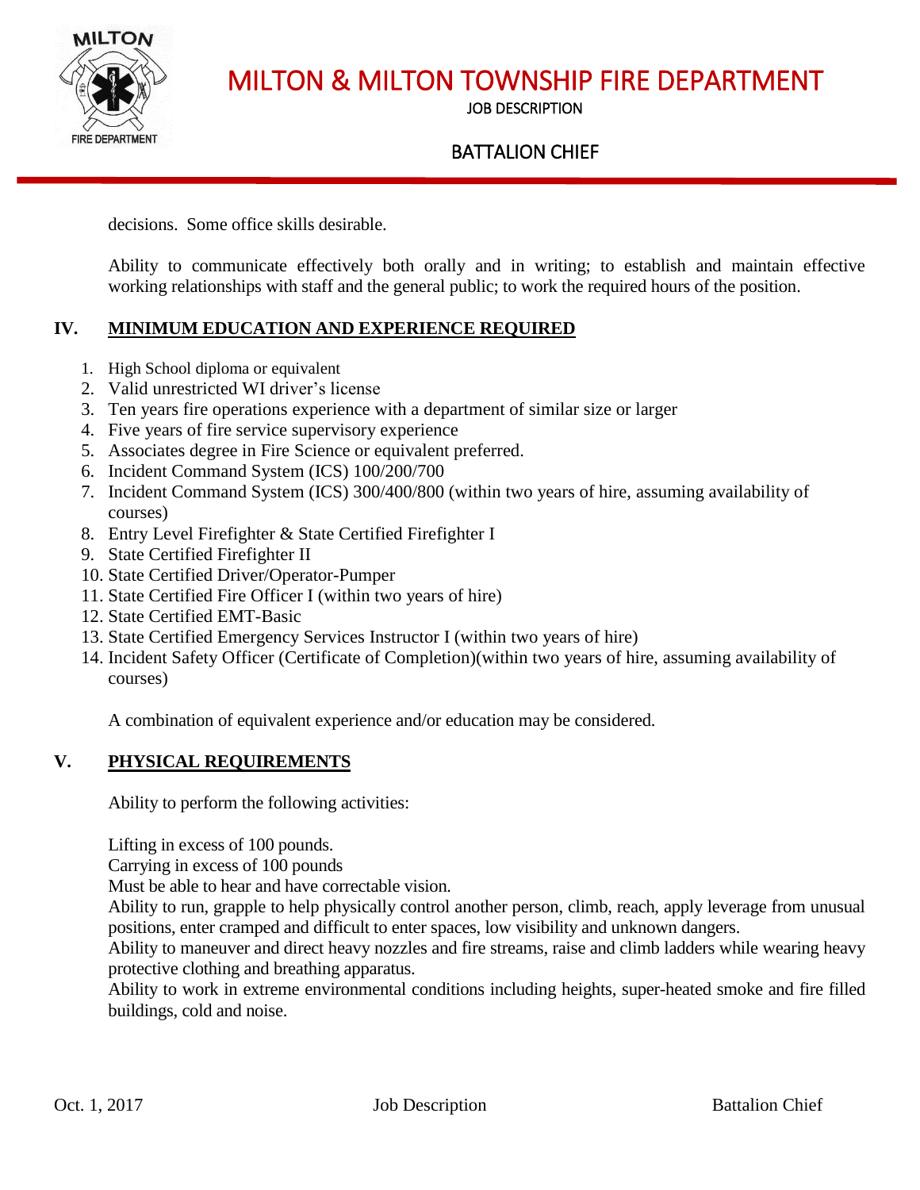decisions. Some office skills desirable.

Ability to communicate effectively both orally and in writing; to establish and maintain effective working relationships with staff and the general public; to work the required hours of the position.

## IV. MINIMUM EDUCATION AND EXPERIENCE REQUIRED

1. High School diploma or equivalent
2. Valid unrestricted WI driver's license
3. Ten years fire operations experience with a department of similar size or larger
4. Five years of fire service supervisory experience
5. Associates degree in Fire Science or equivalent preferred.
6. Incident Command System (ICS) 100/200/700
7. Incident Command System (ICS) 300/400/800 (within two years of hire, assuming availability of courses)
8. Entry Level Firefighter & State Certified Firefighter I
9. State Certified Firefighter II
10. State Certified Driver/Operator-Pumper
11. State Certified Fire Officer I (within two years of hire)
12. State Certified EMT-Basic
13. State Certified Emergency Services Instructor I (within two years of hire)
14. Incident Safety Officer (Certificate of Completion)(within two years of hire, assuming availability of courses)

A combination of equivalent experience and/or education may be considered.

## V. PHYSICAL REQUIREMENTS

Ability to perform the following activities:

Lifting in excess of 100 pounds.
Carrying in excess of 100 pounds
Must be able to hear and have correctable vision.
Ability to run, grapple to help physically control another person, climb, reach, apply leverage from unusual positions, enter cramped and difficult to enter spaces, low visibility and unknown dangers.
Ability to maneuver and direct heavy nozzles and fire streams, raise and climb ladders while wearing heavy protective clothing and breathing apparatus.
Ability to work in extreme environmental conditions including heights, super-heated smoke and fire filled buildings, cold and noise.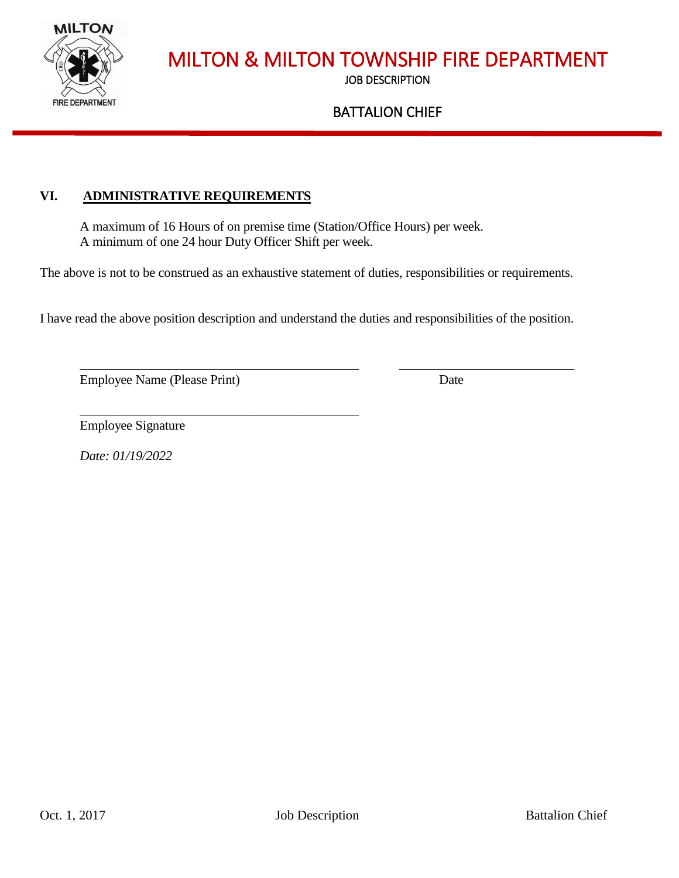## VI. ADMINISTRATIVE REQUIREMENTS

A maximum of 16 Hours of on premise time (Station/Office Hours) per week.
A minimum of one 24 hour Duty Officer Shift per week.

The above is not to be construed as an exhaustive statement of duties, responsibilities or requirements.

I have read the above position description and understand the duties and responsibilities of the position.

\_\_\_\_\_\_\_\_\_\_\_\_\_\_\_\_\_\_\_\_\_\_\_\_\_\_\_\_\_\_\_\_\_\_\_\_\_\_\_\_\_\_ \_\_\_\_\_\_\_\_\_\_\_\_\_\_\_\_\_\_\_\_\_\_\_\_\_\_\_

Employee Name (Please Print) Date

\_\_\_\_\_\_\_\_\_\_\_\_\_\_\_\_\_\_\_\_\_\_\_\_\_\_\_\_\_\_\_\_\_\_\_\_\_\_\_\_\_\_

Employee Signature

*Date: 01/19/2022*